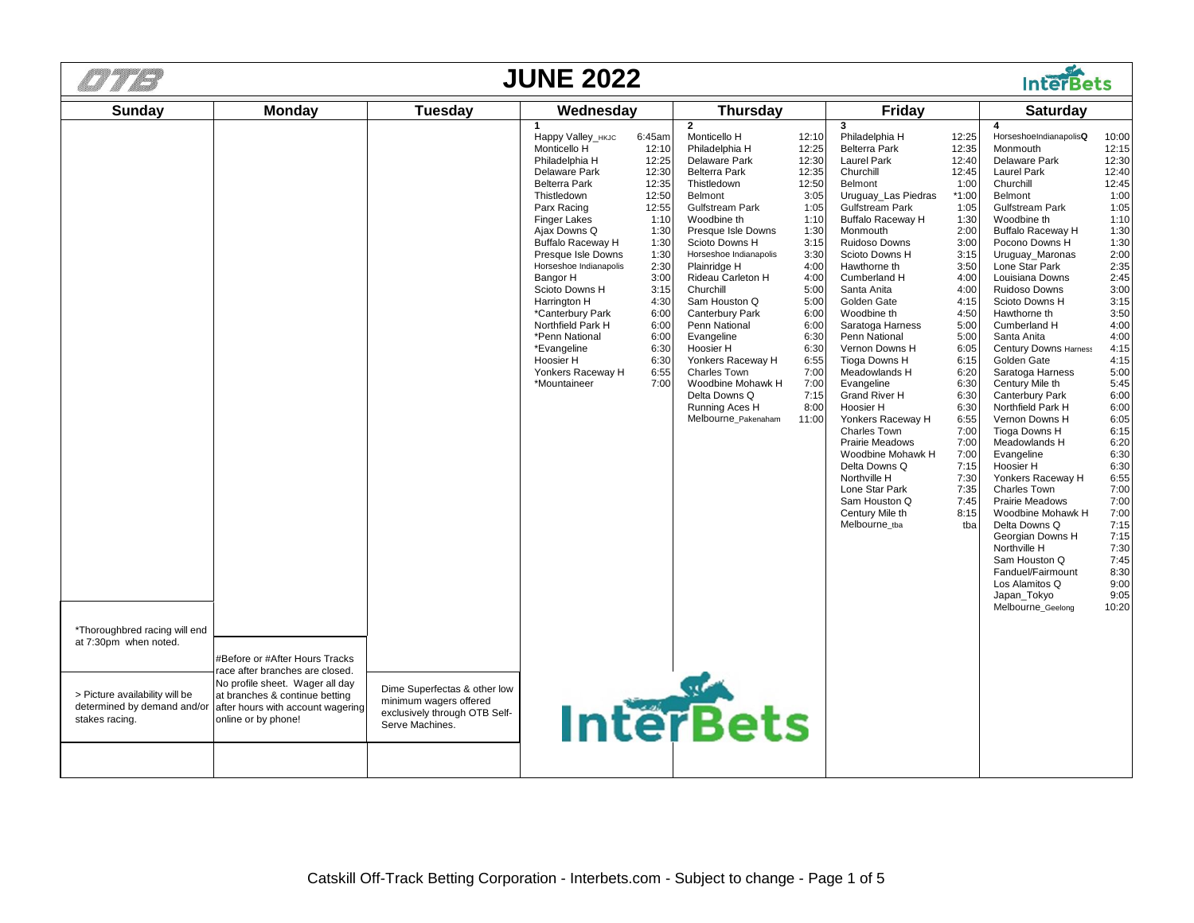# JUNE 2022

| Sunday | Monday | Tuesday | Wednesday | Thursday | Friday | Saturday |
|---|---|---|---|---|---|---|
| | | | **1** | **2** | **3** | **4** |
| | | | Happy Valley_HKJC 6:45am | Monticello H 12:10 | Philadelphia H 12:25 | HorseshoeIndianapolis**Q** 10:00 |
| | | | Monticello H 12:10 | Philadelphia H 12:25 | Belterra Park 12:35 | Monmouth 12:15 |
| | | | Philadelphia H 12:25 | Delaware Park 12:30 | Laurel Park 12:40 | Delaware Park 12:30 |
| | | | Delaware Park 12:30 | Belterra Park 12:35 | Churchill 12:45 | Laurel Park 12:40 |
| | | | Belterra Park 12:35 | Thistledown 12:50 | Belmont 1:00 | Churchill 12:45 |
| | | | Thistledown 12:50 | Belmont 3:05 | Uruguay_Las Piedras *1:00 | Belmont 1:00 |
| | | | Parx Racing 12:55 | Gulfstream Park 1:05 | Gulfstream Park 1:05 | Gulfstream Park 1:05 |
| | | | Finger Lakes 1:10 | Woodbine th 1:10 | Buffalo Raceway H 1:30 | Woodbine th 1:10 |
| | | | Ajax Downs Q 1:30 | Presque Isle Downs 1:30 | Monmouth 2:00 | Buffalo Raceway H 1:30 |
| | | | Buffalo Raceway H 1:30 | Scioto Downs H 3:15 | Ruidoso Downs 3:00 | Pocono Downs H 1:30 |
| | | | Presque Isle Downs 1:30 | Horseshoe Indianapolis 3:30 | Scioto Downs H 3:15 | Uruguay_Maronas 2:00 |
| | | | Horseshoe Indianapolis 2:30 | Plainridge H 4:00 | Hawthorne th 3:50 | Lone Star Park 2:35 |
| | | | Bangor H 3:00 | Rideau Carleton H 4:00 | Cumberland H 4:00 | Louisiana Downs 2:45 |
| | | | Scioto Downs H 3:15 | Churchill 5:00 | Santa Anita 4:00 | Ruidoso Downs 3:00 |
| | | | Harrington H 4:30 | Sam Houston Q 5:00 | Golden Gate 4:15 | Scioto Downs H 3:15 |
| | | | *Canterbury Park 6:00 | Canterbury Park 6:00 | Woodbine th 4:50 | Hawthorne th 3:50 |
| | | | Northfield Park H 6:00 | Penn National 6:00 | Saratoga Harness 5:00 | Cumberland H 4:00 |
| | | | *Penn National 6:00 | Evangeline 6:30 | Penn National 5:00 | Santa Anita 4:00 |
| | | | *Evangeline 6:30 | Hoosier H 6:30 | Vernon Downs H 6:05 | Century Downs Harness 4:15 |
| | | | Hoosier H 6:30 | Yonkers Raceway H 6:55 | Tioga Downs H 6:15 | Golden Gate 4:15 |
| | | | Yonkers Raceway H 6:55 | Charles Town 7:00 | Meadowlands H 6:20 | Saratoga Harness 5:00 |
| | | | *Mountaineer 7:00 | Woodbine Mohawk H 7:00 | Evangeline 6:30 | Century Mile th 5:45 |
| | | | | Delta Downs Q 7:15 | Grand River H 6:30 | Canterbury Park 6:00 |
| | | | | Running Aces H 8:00 | Hoosier H 6:30 | Northfield Park H 6:00 |
| | | | | Melbourne_Pakenaham 11:00 | Yonkers Raceway H 6:55 | Vernon Downs H 6:05 |
| | | | | | Charles Town 7:00 | Tioga Downs H 6:15 |
| | | | | | Prairie Meadows 7:00 | Meadowlands H 6:20 |
| | | | | | Woodbine Mohawk H 7:00 | Evangeline 6:30 |
| | | | | | Delta Downs Q 7:15 | Hoosier H 6:30 |
| | | | | | Northville H 7:30 | Yonkers Raceway H 6:55 |
| | | | | | Lone Star Park 7:35 | Charles Town 7:00 |
| | | | | | Sam Houston Q 7:45 | Prairie Meadows 7:00 |
| | | | | | Century Mile th 8:15 | Woodbine Mohawk H 7:00 |
| | | | | | Melbourne_tba tba | Delta Downs Q 7:15 |
| | | | | | | Georgian Downs H 7:15 |
| | | | | | | Northville H 7:30 |
| | | | | | | Sam Houston Q 7:45 |
| | | | | | | Fanduel/Fairmount 8:30 |
| | | | | | | Los Alamitos Q 9:00 |
| | | | | | | Japan_Tokyo 9:05 |
| | | | | | | Melbourne_Geelong 10:20 |
| *Thoroughbred racing will end at 7:30pm when noted. | | | | | | |
| > Picture availability will be determined by demand and/or stakes racing. | #Before or #After Hours Tracks race after branches are closed. No profile sheet. Wager all day at branches & continue betting after hours with account wagering online or by phone! | Dime Superfectas & other low minimum wagers offered exclusively through OTB Self-Serve Machines. | InterBets | | | |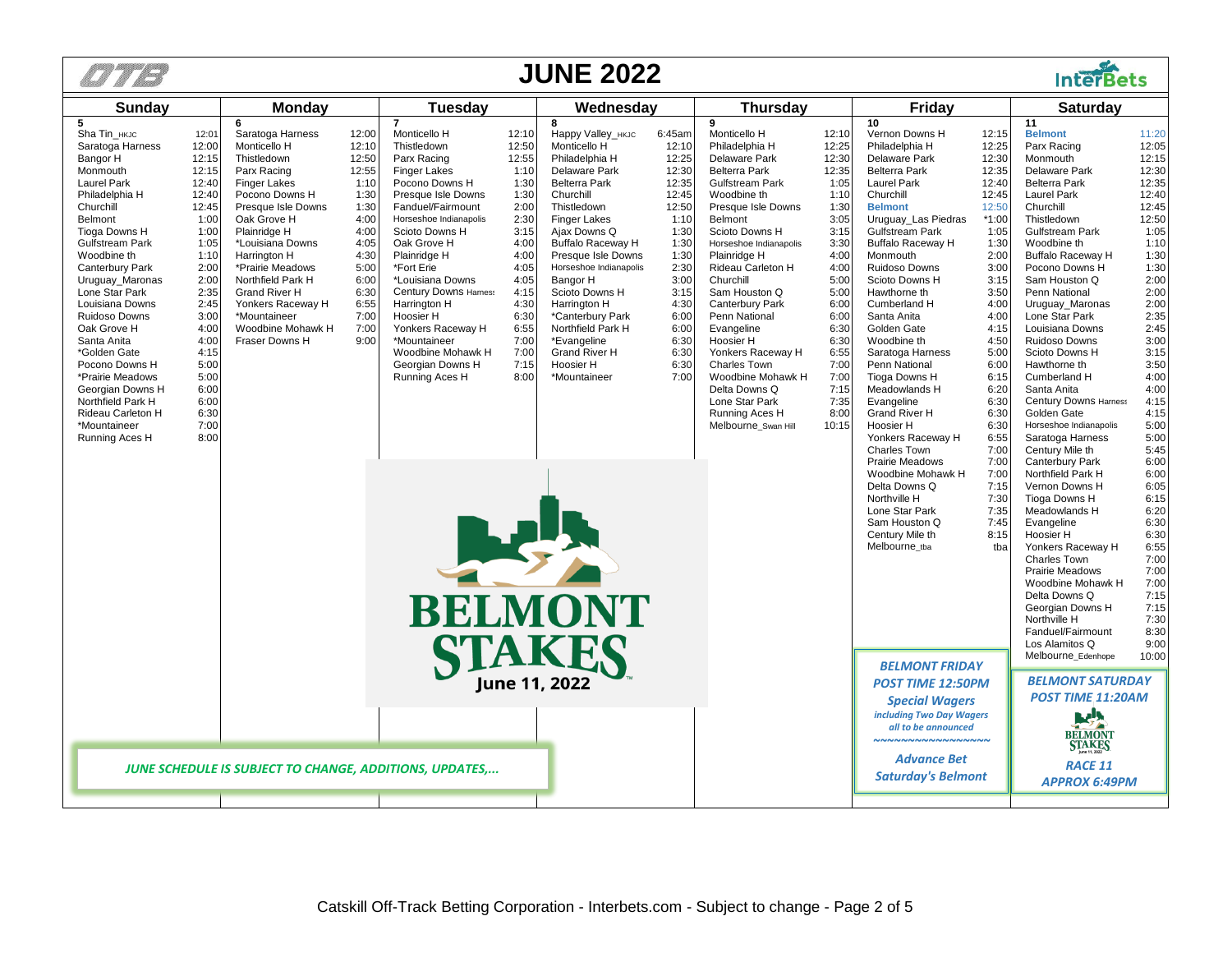# JUNE 2022

**Sunday 5**

| Track | Time |
|---|---|
| Sha Tin_HKJC | 12:01 |
| Saratoga Harness | 12:00 |
| Bangor H | 12:15 |
| Monmouth | 12:15 |
| Laurel Park | 12:40 |
| Philadelphia H | 12:40 |
| Churchill | 12:45 |
| Belmont | 1:00 |
| Tioga Downs H | 1:00 |
| Gulfstream Park | 1:05 |
| Woodbine th | 1:10 |
| Canterbury Park | 2:00 |
| Uruguay_Maronas | 2:00 |
| Lone Star Park | 2:35 |
| Louisiana Downs | 2:45 |
| Ruidoso Downs | 3:00 |
| Oak Grove H | 4:00 |
| Santa Anita | 4:00 |
| *Golden Gate | 4:15 |
| Pocono Downs H | 5:00 |
| *Prairie Meadows | 5:00 |
| Georgian Downs H | 6:00 |
| Northfield Park H | 6:00 |
| Rideau Carleton H | 6:30 |
| *Mountaineer | 7:00 |
| Running Aces H | 8:00 |

**Monday 6**

| Track | Time |
|---|---|
| Saratoga Harness | 12:00 |
| Monticello H | 12:10 |
| Thistledown | 12:50 |
| Parx Racing | 12:55 |
| Finger Lakes | 1:10 |
| Pocono Downs H | 1:30 |
| Presque Isle Downs | 1:30 |
| Oak Grove H | 4:00 |
| Plainridge H | 4:00 |
| *Louisiana Downs | 4:05 |
| Harrington H | 4:30 |
| *Prairie Meadows | 5:00 |
| Northfield Park H | 6:00 |
| Grand River H | 6:30 |
| Yonkers Raceway H | 6:55 |
| *Mountaineer | 7:00 |
| Woodbine Mohawk H | 7:00 |
| Fraser Downs H | 9:00 |

**Tuesday 7**

| Track | Time |
|---|---|
| Monticello H | 12:10 |
| Thistledown | 12:50 |
| Parx Racing | 12:55 |
| Finger Lakes | 1:10 |
| Pocono Downs H | 1:30 |
| Presque Isle Downs | 1:30 |
| Fanduel/Fairmount | 2:00 |
| Horseshoe Indianapolis | 2:30 |
| Scioto Downs H | 3:15 |
| Oak Grove H | 4:00 |
| Plainridge H | 4:00 |
| *Fort Erie | 4:05 |
| *Louisiana Downs | 4:05 |
| Century Downs Harness | 4:15 |
| Harrington H | 4:30 |
| Hoosier H | 6:30 |
| Yonkers Raceway H | 6:55 |
| *Mountaineer | 7:00 |
| Woodbine Mohawk H | 7:00 |
| Georgian Downs H | 7:15 |
| Running Aces H | 8:00 |

**Wednesday 8**

| Track | Time |
|---|---|
| Happy Valley_HKJC | 6:45am |
| Monticello H | 12:10 |
| Philadelphia H | 12:25 |
| Delaware Park | 12:30 |
| Belterra Park | 12:35 |
| Churchill | 12:45 |
| Thistledown | 12:50 |
| Finger Lakes | 1:10 |
| Ajax Downs Q | 1:30 |
| Buffalo Raceway H | 1:30 |
| Presque Isle Downs | 1:30 |
| Horseshoe Indianapolis | 2:30 |
| Bangor H | 3:00 |
| Scioto Downs H | 3:15 |
| Harrington H | 4:30 |
| *Canterbury Park | 6:00 |
| Northfield Park H | 6:00 |
| *Evangeline | 6:30 |
| Grand River H | 6:30 |
| Hoosier H | 6:30 |
| *Mountaineer | 7:00 |

**Thursday 9**

| Track | Time |
|---|---|
| Monticello H | 12:10 |
| Philadelphia H | 12:25 |
| Delaware Park | 12:30 |
| Belterra Park | 12:35 |
| Gulfstream Park | 1:05 |
| Woodbine th | 1:10 |
| Presque Isle Downs | 1:30 |
| Belmont | 3:05 |
| Scioto Downs H | 3:15 |
| Horseshoe Indianapolis | 3:30 |
| Plainridge H | 4:00 |
| Rideau Carleton H | 4:00 |
| Churchill | 5:00 |
| Sam Houston Q | 5:00 |
| Canterbury Park | 6:00 |
| Penn National | 6:00 |
| Evangeline | 6:30 |
| Hoosier H | 6:30 |
| Yonkers Raceway H | 6:55 |
| Charles Town | 7:00 |
| Woodbine Mohawk H | 7:00 |
| Delta Downs Q | 7:15 |
| Lone Star Park | 7:35 |
| Running Aces H | 8:00 |
| Melbourne_Swan Hill | 10:15 |

**Friday 10**

| Track | Time |
|---|---|
| Vernon Downs H | 12:15 |
| Philadelphia H | 12:25 |
| Delaware Park | 12:30 |
| Belterra Park | 12:35 |
| Laurel Park | 12:40 |
| Churchill | 12:45 |
| **Belmont** | 12:50 |
| Uruguay_Las Piedras | *1:00 |
| Gulfstream Park | 1:05 |
| Buffalo Raceway H | 1:30 |
| Monmouth | 2:00 |
| Ruidoso Downs | 3:00 |
| Scioto Downs H | 3:15 |
| Hawthorne th | 3:50 |
| Cumberland H | 4:00 |
| Santa Anita | 4:00 |
| Golden Gate | 4:15 |
| Woodbine th | 4:50 |
| Saratoga Harness | 5:00 |
| Penn National | 6:00 |
| Tioga Downs H | 6:15 |
| Meadowlands H | 6:20 |
| Evangeline | 6:30 |
| Grand River H | 6:30 |
| Hoosier H | 6:30 |
| Yonkers Raceway H | 6:55 |
| Charles Town | 7:00 |
| Prairie Meadows | 7:00 |
| Woodbine Mohawk H | 7:00 |
| Delta Downs Q | 7:15 |
| Northville H | 7:30 |
| Lone Star Park | 7:35 |
| Sam Houston Q | 7:45 |
| Century Mile th | 8:15 |
| Melbourne_tba | tba |

***BELMONT FRIDAY***
***POST TIME 12:50PM***
***Special Wagers***
***including Two Day Wagers all to be announced***
***Advance Bet Saturday's Belmont***

**Saturday 11**

| Track | Time |
|---|---|
| **Belmont** | 11:20 |
| Parx Racing | 12:05 |
| Monmouth | 12:15 |
| Delaware Park | 12:30 |
| Belterra Park | 12:35 |
| Laurel Park | 12:40 |
| Churchill | 12:45 |
| Thistledown | 12:50 |
| Gulfstream Park | 1:05 |
| Woodbine th | 1:10 |
| Buffalo Raceway H | 1:30 |
| Pocono Downs H | 1:30 |
| Sam Houston Q | 2:00 |
| Penn National | 2:00 |
| Uruguay_Maronas | 2:00 |
| Lone Star Park | 2:35 |
| Louisiana Downs | 2:45 |
| Ruidoso Downs | 3:00 |
| Scioto Downs H | 3:15 |
| Hawthorne th | 3:50 |
| Cumberland H | 4:00 |
| Santa Anita | 4:00 |
| Century Downs Harness | 4:15 |
| Golden Gate | 4:15 |
| Horseshoe Indianapolis | 5:00 |
| Saratoga Harness | 5:00 |
| Century Mile th | 5:45 |
| Canterbury Park | 6:00 |
| Northfield Park H | 6:00 |
| Vernon Downs H | 6:05 |
| Tioga Downs H | 6:15 |
| Meadowlands H | 6:20 |
| Evangeline | 6:30 |
| Hoosier H | 6:30 |
| Yonkers Raceway H | 6:55 |
| Charles Town | 7:00 |
| Prairie Meadows | 7:00 |
| Woodbine Mohawk H | 7:00 |
| Delta Downs Q | 7:15 |
| Georgian Downs H | 7:15 |
| Northville H | 7:30 |
| Fanduel/Fairmount | 8:30 |
| Los Alamitos Q | 9:00 |
| Melbourne_Edenhope | 10:00 |

***BELMONT SATURDAY***
***POST TIME 11:20AM***
***RACE 11***
***APPROX 6:49PM***

**BELMONT STAKES**
**June 11, 2022**

***JUNE SCHEDULE IS SUBJECT TO CHANGE, ADDITIONS, UPDATES,...***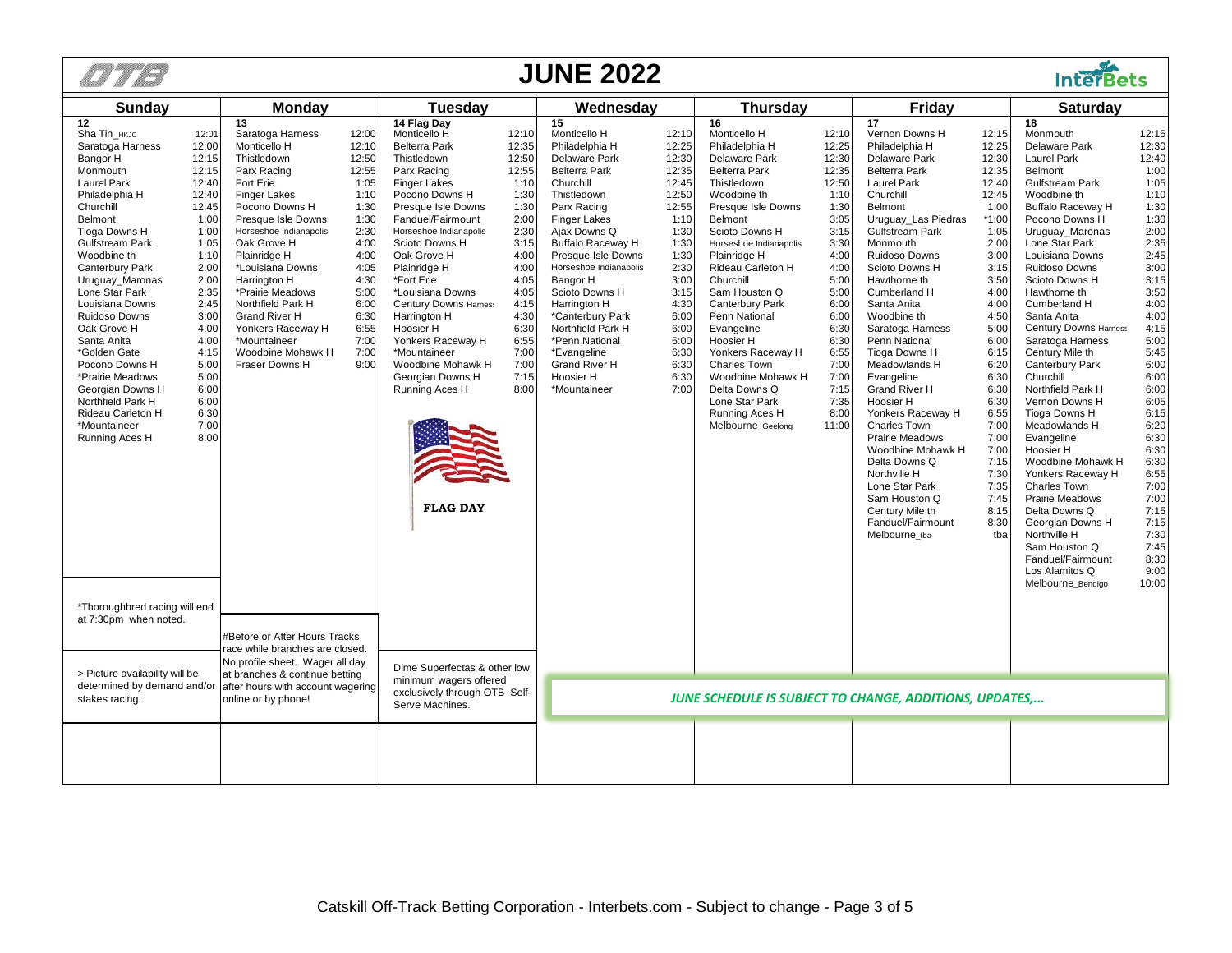# JUNE 2022

OTB | InterBets

| Sunday | | Monday | | Tuesday | | Wednesday | | Thursday | | Friday | | Saturday | |
|---|---|---|---|---|---|---|---|---|---|---|---|---|---|
| **12** | | **13** | | **14 Flag Day** | | **15** | | **16** | | **17** | | **18** | |
| Sha Tin_HKJC | 12:01 | Saratoga Harness | 12:00 | Monticello H | 12:10 | Monticello H | 12:10 | Monticello H | 12:10 | Vernon Downs H | 12:15 | Monmouth | 12:15 |
| Saratoga Harness | 12:00 | Monticello H | 12:10 | Belterra Park | 12:35 | Philadelphia H | 12:25 | Philadelphia H | 12:25 | Philadelphia H | 12:25 | Delaware Park | 12:30 |
| Bangor H | 12:15 | Thistledown | 12:50 | Thistledown | 12:50 | Delaware Park | 12:30 | Delaware Park | 12:30 | Delaware Park | 12:30 | Laurel Park | 12:40 |
| Monmouth | 12:15 | Parx Racing | 12:55 | Parx Racing | 12:55 | Belterra Park | 12:35 | Belterra Park | 12:35 | Belterra Park | 12:35 | Belmont | 1:00 |
| Laurel Park | 12:40 | Fort Erie | 1:05 | Finger Lakes | 1:10 | Churchill | 12:45 | Thistledown | 12:50 | Laurel Park | 12:40 | Gulfstream Park | 1:05 |
| Philadelphia H | 12:40 | Finger Lakes | 1:10 | Pocono Downs H | 1:30 | Thistledown | 12:50 | Woodbine th | 1:10 | Churchill | 12:45 | Woodbine th | 1:10 |
| Churchill | 12:45 | Pocono Downs H | 1:30 | Presque Isle Downs | 1:30 | Parx Racing | 12:55 | Presque Isle Downs | 1:30 | Belmont | 1:00 | Buffalo Raceway H | 1:30 |
| Belmont | 1:00 | Presque Isle Downs | 1:30 | Fanduel/Fairmount | 2:00 | Finger Lakes | 1:10 | Belmont | 3:05 | Uruguay_Las Piedras | *1:00 | Pocono Downs H | 1:30 |
| Tioga Downs H | 1:00 | Horseshoe Indianapolis | 2:30 | Horseshoe Indianapolis | 2:30 | Ajax Downs Q | 1:30 | Scioto Downs H | 3:15 | Gulfstream Park | 1:05 | Uruguay_Maronas | 2:00 |
| Gulfstream Park | 1:05 | Oak Grove H | 4:00 | Scioto Downs H | 3:15 | Buffalo Raceway H | 1:30 | Horseshoe Indianapolis | 3:30 | Monmouth | 2:00 | Lone Star Park | 2:35 |
| Woodbine th | 1:10 | Plainridge H | 4:00 | Oak Grove H | 4:00 | Presque Isle Downs | 1:30 | Plainridge H | 4:00 | Ruidoso Downs | 3:00 | Louisiana Downs | 2:45 |
| Canterbury Park | 2:00 | *Louisiana Downs | 4:05 | Plainridge H | 4:00 | Horseshoe Indianapolis | 2:30 | Rideau Carleton H | 4:00 | Scioto Downs H | 3:15 | Ruidoso Downs | 3:00 |
| Uruguay_Maronas | 2:00 | Harrington H | 4:30 | *Fort Erie | 4:05 | Bangor H | 3:00 | Churchill | 5:00 | Hawthorne th | 3:50 | Scioto Downs H | 3:15 |
| Lone Star Park | 2:35 | *Prairie Meadows | 5:00 | *Louisiana Downs | 4:05 | Scioto Downs H | 3:15 | Sam Houston Q | 5:00 | Cumberland H | 4:00 | Hawthorne th | 3:50 |
| Louisiana Downs | 2:45 | Northfield Park H | 6:00 | Century Downs Harness | 4:15 | Harrington H | 4:30 | Canterbury Park | 6:00 | Santa Anita | 4:00 | Cumberland H | 4:00 |
| Ruidoso Downs | 3:00 | Grand River H | 6:30 | Harrington H | 4:30 | *Canterbury Park | 6:00 | Penn National | 6:00 | Woodbine th | 4:50 | Santa Anita | 4:00 |
| Oak Grove H | 4:00 | Yonkers Raceway H | 6:55 | Hoosier H | 6:30 | Northfield Park H | 6:00 | Evangeline | 6:30 | Saratoga Harness | 5:00 | Century Downs Harness | 4:15 |
| Santa Anita | 4:00 | *Mountaineer | 7:00 | Yonkers Raceway H | 6:55 | *Penn National | 6:00 | Hoosier H | 6:30 | Penn National | 6:00 | Saratoga Harness | 5:00 |
| *Golden Gate | 4:15 | Woodbine Mohawk H | 7:00 | *Mountaineer | 7:00 | *Evangeline | 6:30 | Yonkers Raceway H | 6:55 | Tioga Downs H | 6:15 | Century Mile th | 5:45 |
| Pocono Downs H | 5:00 | Fraser Downs H | 9:00 | Woodbine Mohawk H | 7:00 | Grand River H | 6:30 | Charles Town | 7:00 | Meadowlands H | 6:20 | Canterbury Park | 6:00 |
| *Prairie Meadows | 5:00 | | | Georgian Downs H | 7:15 | Hoosier H | 6:30 | Woodbine Mohawk H | 7:00 | Evangeline | 6:30 | Churchill | 6:00 |
| Georgian Downs H | 6:00 | | | Running Aces H | 8:00 | *Mountaineer | 7:00 | Delta Downs Q | 7:15 | Grand River H | 6:30 | Northfield Park H | 6:00 |
| Northfield Park H | 6:00 | | | | | | | Lone Star Park | 7:35 | Hoosier H | 6:30 | Vernon Downs H | 6:05 |
| Rideau Carleton H | 6:30 | | | | | | | Running Aces H | 8:00 | Yonkers Raceway H | 6:55 | Tioga Downs H | 6:15 |
| *Mountaineer | 7:00 | | | | | | | Melbourne_Geelong | 11:00 | Charles Town | 7:00 | Meadowlands H | 6:20 |
| Running Aces H | 8:00 | | | | | | | | | Prairie Meadows | 7:00 | Evangeline | 6:30 |
| | | | | | | | | | | Woodbine Mohawk H | 7:00 | Hoosier H | 6:30 |
| | | | | | | | | | | Delta Downs Q | 7:15 | Woodbine Mohawk H | 6:30 |
| | | | | | | | | | | Northville H | 7:30 | Yonkers Raceway H | 6:55 |
| | | | | | | | | | | Lone Star Park | 7:35 | Charles Town | 7:00 |
| | | | | | | | | | | Sam Houston Q | 7:45 | Prairie Meadows | 7:00 |
| | | | | | | | | | | Century Mile th | 8:15 | Delta Downs Q | 7:15 |
| | | | | | | | | | | Fanduel/Fairmount | 8:30 | Georgian Downs H | 7:15 |
| | | | | | | | | | | Melbourne_tba | tba | Northville H | 7:30 |
| | | | | | | | | | | | | Sam Houston Q | 7:45 |
| | | | | | | | | | | | | Fanduel/Fairmount | 8:30 |
| | | | | | | | | | | | | Los Alamitos Q | 9:00 |
| | | | | | | | | | | | | Melbourne_Bendigo | 10:00 |

FLAG DAY

*Thoroughbred racing will end at 7:30pm when noted.

#Before or After Hours Tracks race while branches are closed. No profile sheet. Wager all day at branches & continue betting after hours with account wagering online or by phone!

> Picture availability will be determined by demand and/or stakes racing.

Dime Superfectas & other low minimum wagers offered exclusively through OTB Self-Serve Machines.

*JUNE SCHEDULE IS SUBJECT TO CHANGE, ADDITIONS, UPDATES,...*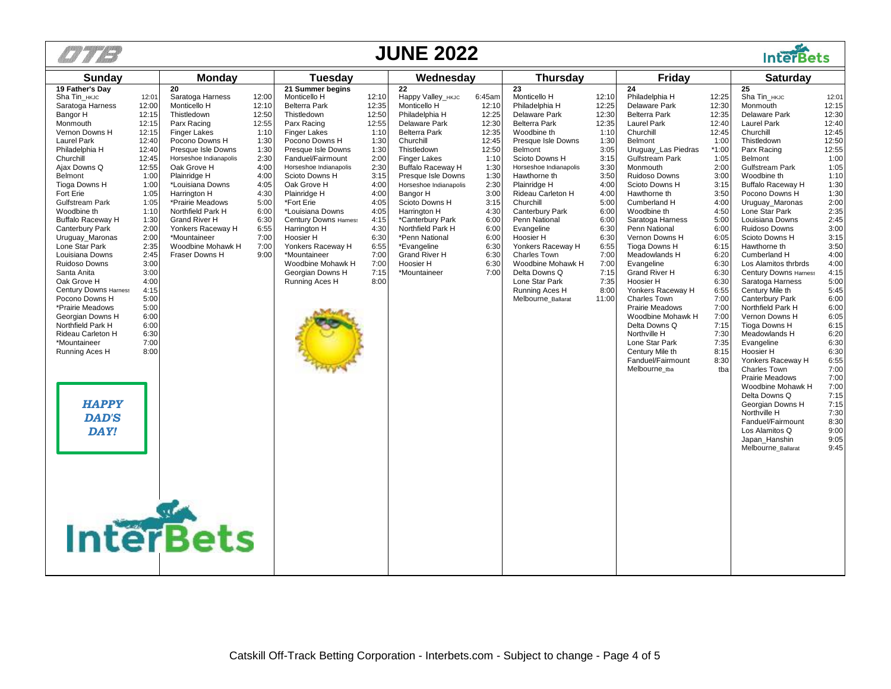# JUNE 2022

## Sunday

**19 Father's Day**

| Track | Time |
|---|---|
| Sha Tin_HKJC | 12:01 |
| Saratoga Harness | 12:00 |
| Bangor H | 12:15 |
| Monmouth | 12:15 |
| Vernon Downs H | 12:15 |
| Laurel Park | 12:40 |
| Philadelphia H | 12:40 |
| Churchill | 12:45 |
| Ajax Downs Q | 12:55 |
| Belmont | 1:00 |
| Tioga Downs H | 1:00 |
| Fort Erie | 1:05 |
| Gulfstream Park | 1:05 |
| Woodbine th | 1:10 |
| Buffalo Raceway H | 1:30 |
| Canterbury Park | 2:00 |
| Uruguay_Maronas | 2:00 |
| Lone Star Park | 2:35 |
| Louisiana Downs | 2:45 |
| Ruidoso Downs | 3:00 |
| Santa Anita | 3:00 |
| Oak Grove H | 4:00 |
| Century Downs Harness | 4:15 |
| Pocono Downs H | 5:00 |
| *Prairie Meadows | 5:00 |
| Georgian Downs H | 6:00 |
| Northfield Park H | 6:00 |
| Rideau Carleton H | 6:30 |
| *Mountaineer | 7:00 |
| Running Aces H | 8:00 |

***HAPPY DAD'S DAY!***

## Monday

**20**

| Track | Time |
|---|---|
| Saratoga Harness | 12:00 |
| Monticello H | 12:10 |
| Thistledown | 12:50 |
| Parx Racing | 12:55 |
| Finger Lakes | 1:10 |
| Pocono Downs H | 1:30 |
| Presque Isle Downs | 1:30 |
| Horseshoe Indianapolis | 2:30 |
| Oak Grove H | 4:00 |
| Plainridge H | 4:00 |
| *Louisiana Downs | 4:05 |
| Harrington H | 4:30 |
| *Prairie Meadows | 5:00 |
| Northfield Park H | 6:00 |
| Grand River H | 6:30 |
| *Mountaineer | 7:00 |
| Yonkers Raceway H | 6:55 |
| Woodbine Mohawk H | 7:00 |
| Fraser Downs H | 9:00 |

## Tuesday

**21 Summer begins**

| Track | Time |
|---|---|
| Monticello H | 12:10 |
| Belterra Park | 12:35 |
| Thistledown | 12:50 |
| Parx Racing | 12:55 |
| Finger Lakes | 1:10 |
| Pocono Downs H | 1:30 |
| Presque Isle Downs | 1:30 |
| Fanduel/Fairmount | 2:00 |
| Horseshoe Indianapolis | 2:30 |
| Scioto Downs H | 3:15 |
| Oak Grove H | 4:00 |
| Plainridge H | 4:00 |
| *Fort Erie | 4:05 |
| *Louisiana Downs | 4:05 |
| Century Downs Harness | 4:15 |
| Harrington H | 4:30 |
| Hoosier H | 6:30 |
| Yonkers Raceway H | 6:55 |
| *Mountaineer | 7:00 |
| Woodbine Mohawk H | 7:00 |
| Georgian Downs H | 7:15 |
| Running Aces H | 8:00 |

## Wednesday

**22**

| Track | Time |
|---|---|
| Happy Valley_HKJC | 6:45am |
| Monticello H | 12:10 |
| Philadelphia H | 12:25 |
| Delaware Park | 12:30 |
| Belterra Park | 12:35 |
| Churchill | 12:45 |
| Thistledown | 12:50 |
| Finger Lakes | 1:10 |
| Buffalo Raceway H | 1:30 |
| Presque Isle Downs | 1:30 |
| Horseshoe Indianapolis | 2:30 |
| Bangor H | 3:00 |
| Scioto Downs H | 3:15 |
| Harrington H | 4:30 |
| *Canterbury Park | 6:00 |
| Northfield Park H | 6:00 |
| *Penn National | 6:00 |
| *Evangeline | 6:30 |
| Grand River H | 6:30 |
| Hoosier H | 6:30 |
| *Mountaineer | 7:00 |

## Thursday

**23**

| Track | Time |
|---|---|
| Monticello H | 12:10 |
| Philadelphia H | 12:25 |
| Delaware Park | 12:30 |
| Belterra Park | 12:35 |
| Woodbine th | 1:10 |
| Presque Isle Downs | 1:30 |
| Belmont | 3:05 |
| Scioto Downs H | 3:15 |
| Horseshoe Indianapolis | 3:30 |
| Hawthorne th | 3:50 |
| Plainridge H | 4:00 |
| Rideau Carleton H | 4:00 |
| Churchill | 5:00 |
| Canterbury Park | 6:00 |
| Penn National | 6:00 |
| Evangeline | 6:30 |
| Hoosier H | 6:30 |
| Yonkers Raceway H | 6:55 |
| Charles Town | 7:00 |
| Woodbine Mohawk H | 7:00 |
| Delta Downs Q | 7:15 |
| Lone Star Park | 7:35 |
| Running Aces H | 8:00 |
| Melbourne_Ballarat | 11:00 |

## Friday

**24**

| Track | Time |
|---|---|
| Philadelphia H | 12:25 |
| Delaware Park | 12:30 |
| Belterra Park | 12:35 |
| Laurel Park | 12:40 |
| Churchill | 12:45 |
| Belmont | 1:00 |
| Uruguay_Las Piedras | *1:00 |
| Gulfstream Park | 1:05 |
| Monmouth | 2:00 |
| Ruidoso Downs | 3:00 |
| Scioto Downs H | 3:15 |
| Hawthorne th | 3:50 |
| Cumberland H | 4:00 |
| Woodbine th | 4:50 |
| Saratoga Harness | 5:00 |
| Penn National | 6:00 |
| Vernon Downs H | 6:05 |
| Tioga Downs H | 6:15 |
| Meadowlands H | 6:20 |
| Evangeline | 6:30 |
| Grand River H | 6:30 |
| Hoosier H | 6:30 |
| Yonkers Raceway H | 6:55 |
| Charles Town | 7:00 |
| Prairie Meadows | 7:00 |
| Woodbine Mohawk H | 7:00 |
| Delta Downs Q | 7:15 |
| Northville H | 7:30 |
| Lone Star Park | 7:35 |
| Century Mile th | 8:15 |
| Fanduel/Fairmount | 8:30 |
| Melbourne_tba | tba |

## Saturday

**25**

| Track | Time |
|---|---|
| Sha Tin_HKJC | 12:01 |
| Monmouth | 12:15 |
| Delaware Park | 12:30 |
| Laurel Park | 12:40 |
| Churchill | 12:45 |
| Thistledown | 12:50 |
| Parx Racing | 12:55 |
| Belmont | 1:00 |
| Gulfstream Park | 1:05 |
| Woodbine th | 1:10 |
| Buffalo Raceway H | 1:30 |
| Pocono Downs H | 1:30 |
| Uruguay_Maronas | 2:00 |
| Lone Star Park | 2:35 |
| Louisiana Downs | 2:45 |
| Ruidoso Downs | 3:00 |
| Scioto Downs H | 3:15 |
| Hawthorne th | 3:50 |
| Cumberland H | 4:00 |
| Los Alamitos thrbrds | 4:00 |
| Century Downs Harness | 4:15 |
| Saratoga Harness | 5:00 |
| Century Mile th | 5:45 |
| Canterbury Park | 6:00 |
| Northfield Park H | 6:00 |
| Vernon Downs H | 6:05 |
| Tioga Downs H | 6:15 |
| Meadowlands H | 6:20 |
| Evangeline | 6:30 |
| Hoosier H | 6:30 |
| Yonkers Raceway H | 6:55 |
| Charles Town | 7:00 |
| Prairie Meadows | 7:00 |
| Woodbine Mohawk H | 7:00 |
| Delta Downs Q | 7:15 |
| Georgian Downs H | 7:15 |
| Northville H | 7:30 |
| Fanduel/Fairmount | 8:30 |
| Los Alamitos Q | 9:00 |
| Japan_Hanshin | 9:05 |
| Melbourne_Ballarat | 9:45 |

Catskill Off-Track Betting Corporation - Interbets.com - Subject to change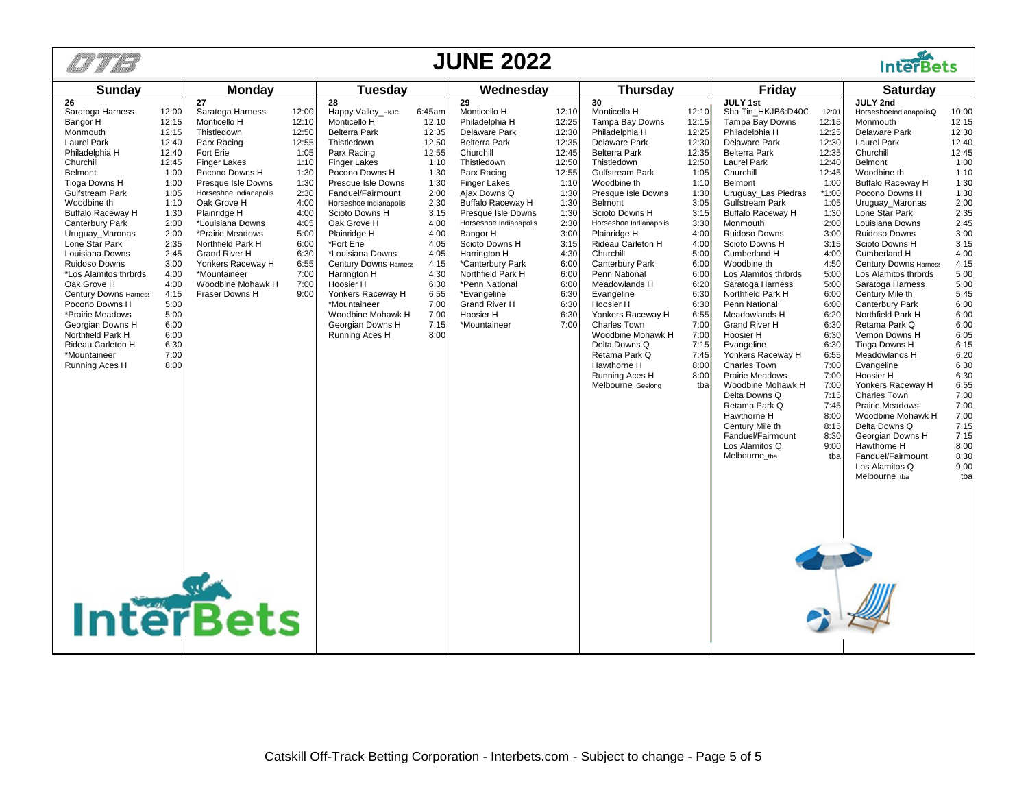# JUNE 2022

## Sunday 26

| Track | Time |
|---|---|
| Saratoga Harness | 12:00 |
| Bangor H | 12:15 |
| Monmouth | 12:15 |
| Laurel Park | 12:40 |
| Philadelphia H | 12:40 |
| Churchill | 12:45 |
| Belmont | 1:00 |
| Tioga Downs H | 1:00 |
| Gulfstream Park | 1:05 |
| Woodbine th | 1:10 |
| Buffalo Raceway H | 1:30 |
| Canterbury Park | 2:00 |
| Uruguay_Maronas | 2:00 |
| Lone Star Park | 2:35 |
| Louisiana Downs | 2:45 |
| Ruidoso Downs | 3:00 |
| *Los Alamitos thrbrds | 4:00 |
| Oak Grove H | 4:00 |
| Century Downs Harness | 4:15 |
| Pocono Downs H | 5:00 |
| *Prairie Meadows | 5:00 |
| Georgian Downs H | 6:00 |
| Northfield Park H | 6:00 |
| Rideau Carleton H | 6:30 |
| *Mountaineer | 7:00 |
| Running Aces H | 8:00 |

## Monday 27

| Track | Time |
|---|---|
| Saratoga Harness | 12:00 |
| Monticello H | 12:10 |
| Thistledown | 12:50 |
| Parx Racing | 12:55 |
| Fort Erie | 1:05 |
| Finger Lakes | 1:10 |
| Pocono Downs H | 1:30 |
| Presque Isle Downs | 1:30 |
| Horseshoe Indianapolis | 2:30 |
| Oak Grove H | 4:00 |
| Plainridge H | 4:00 |
| *Louisiana Downs | 4:05 |
| *Prairie Meadows | 5:00 |
| Northfield Park H | 6:00 |
| Grand River H | 6:30 |
| Yonkers Raceway H | 6:55 |
| *Mountaineer | 7:00 |
| Woodbine Mohawk H | 7:00 |
| Fraser Downs H | 9:00 |

## Tuesday 28

| Track | Time |
|---|---|
| Happy Valley_HKJC | 6:45am |
| Monticello H | 12:10 |
| Belterra Park | 12:35 |
| Thistledown | 12:50 |
| Parx Racing | 12:55 |
| Finger Lakes | 1:10 |
| Pocono Downs H | 1:30 |
| Presque Isle Downs | 1:30 |
| Fanduel/Fairmount | 2:00 |
| Horseshoe Indianapolis | 2:30 |
| Scioto Downs H | 3:15 |
| Oak Grove H | 4:00 |
| Plainridge H | 4:00 |
| *Fort Erie | 4:05 |
| *Louisiana Downs | 4:05 |
| Century Downs Harness | 4:15 |
| Harrington H | 4:30 |
| Hoosier H | 6:30 |
| Yonkers Raceway H | 6:55 |
| *Mountaineer | 7:00 |
| Woodbine Mohawk H | 7:00 |
| Georgian Downs H | 7:15 |
| Running Aces H | 8:00 |

## Wednesday 29

| Track | Time |
|---|---|
| Monticello H | 12:10 |
| Philadelphia H | 12:25 |
| Delaware Park | 12:30 |
| Belterra Park | 12:35 |
| Churchill | 12:45 |
| Thistledown | 12:50 |
| Parx Racing | 12:55 |
| Finger Lakes | 1:10 |
| Ajax Downs Q | 1:30 |
| Buffalo Raceway H | 1:30 |
| Presque Isle Downs | 1:30 |
| Horseshoe Indianapolis | 2:30 |
| Bangor H | 3:00 |
| Scioto Downs H | 3:15 |
| Harrington H | 4:30 |
| *Canterbury Park | 6:00 |
| Northfield Park H | 6:00 |
| *Penn National | 6:00 |
| *Evangeline | 6:30 |
| Grand River H | 6:30 |
| Hoosier H | 6:30 |
| *Mountaineer | 7:00 |

## Thursday 30

| Track | Time |
|---|---|
| Monticello H | 12:10 |
| Tampa Bay Downs | 12:15 |
| Philadelphia H | 12:25 |
| Delaware Park | 12:30 |
| Belterra Park | 12:35 |
| Thistledown | 12:50 |
| Gulfstream Park | 1:05 |
| Woodbine th | 1:10 |
| Presque Isle Downs | 1:30 |
| Belmont | 3:05 |
| Scioto Downs H | 3:15 |
| Horseshoe Indianapolis | 3:30 |
| Plainridge H | 4:00 |
| Rideau Carleton H | 4:00 |
| Churchill | 5:00 |
| Canterbury Park | 6:00 |
| Penn National | 6:00 |
| Meadowlands H | 6:20 |
| Evangeline | 6:30 |
| Hoosier H | 6:30 |
| Yonkers Raceway H | 6:55 |
| Charles Town | 7:00 |
| Woodbine Mohawk H | 7:00 |
| Delta Downs Q | 7:15 |
| Retama Park Q | 7:45 |
| Hawthorne H | 8:00 |
| Running Aces H | 8:00 |
| Melbourne_Geelong | tba |

## Friday JULY 1st

| Track | Time |
|---|---|
| Sha Tin_HKJB6:D40C | 12:01 |
| Tampa Bay Downs | 12:15 |
| Philadelphia H | 12:25 |
| Delaware Park | 12:30 |
| Belterra Park | 12:35 |
| Laurel Park | 12:40 |
| Churchill | 12:45 |
| Belmont | 1:00 |
| Uruguay_Las Piedras | *1:00 |
| Gulfstream Park | 1:05 |
| Buffalo Raceway H | 1:30 |
| Monmouth | 2:00 |
| Ruidoso Downs | 3:00 |
| Scioto Downs H | 3:15 |
| Cumberland H | 4:00 |
| Woodbine th | 4:50 |
| Los Alamitos thrbrds | 5:00 |
| Saratoga Harness | 5:00 |
| Northfield Park H | 6:00 |
| Penn National | 6:00 |
| Meadowlands H | 6:20 |
| Grand River H | 6:30 |
| Hoosier H | 6:30 |
| Evangeline | 6:30 |
| Yonkers Raceway H | 6:55 |
| Charles Town | 7:00 |
| Prairie Meadows | 7:00 |
| Woodbine Mohawk H | 7:00 |
| Delta Downs Q | 7:15 |
| Retama Park Q | 7:45 |
| Hawthorne H | 8:00 |
| Century Mile th | 8:15 |
| Fanduel/Fairmount | 8:30 |
| Los Alamitos Q | 9:00 |
| Melbourne_tba | tba |

## Saturday JULY 2nd

| Track | Time |
|---|---|
| HorseshoeIndianapolisQ | 10:00 |
| Monmouth | 12:15 |
| Delaware Park | 12:30 |
| Laurel Park | 12:40 |
| Churchill | 12:45 |
| Belmont | 1:00 |
| Woodbine th | 1:10 |
| Buffalo Raceway H | 1:30 |
| Pocono Downs H | 1:30 |
| Uruguay_Maronas | 2:00 |
| Lone Star Park | 2:35 |
| Louisiana Downs | 2:45 |
| Ruidoso Downs | 3:00 |
| Scioto Downs H | 3:15 |
| Cumberland H | 4:00 |
| Century Downs Harness | 4:15 |
| Los Alamitos thrbrds | 5:00 |
| Saratoga Harness | 5:00 |
| Century Mile th | 5:45 |
| Canterbury Park | 6:00 |
| Northfield Park H | 6:00 |
| Retama Park Q | 6:00 |
| Vernon Downs H | 6:05 |
| Tioga Downs H | 6:15 |
| Meadowlands H | 6:20 |
| Evangeline | 6:30 |
| Hoosier H | 6:30 |
| Yonkers Raceway H | 6:55 |
| Charles Town | 7:00 |
| Prairie Meadows | 7:00 |
| Woodbine Mohawk H | 7:00 |
| Delta Downs Q | 7:15 |
| Georgian Downs H | 7:15 |
| Hawthorne H | 8:00 |
| Fanduel/Fairmount | 8:30 |
| Los Alamitos Q | 9:00 |
| Melbourne_tba | tba |

InterBets

Catskill Off-Track Betting Corporation - Interbets.com - Subject to change